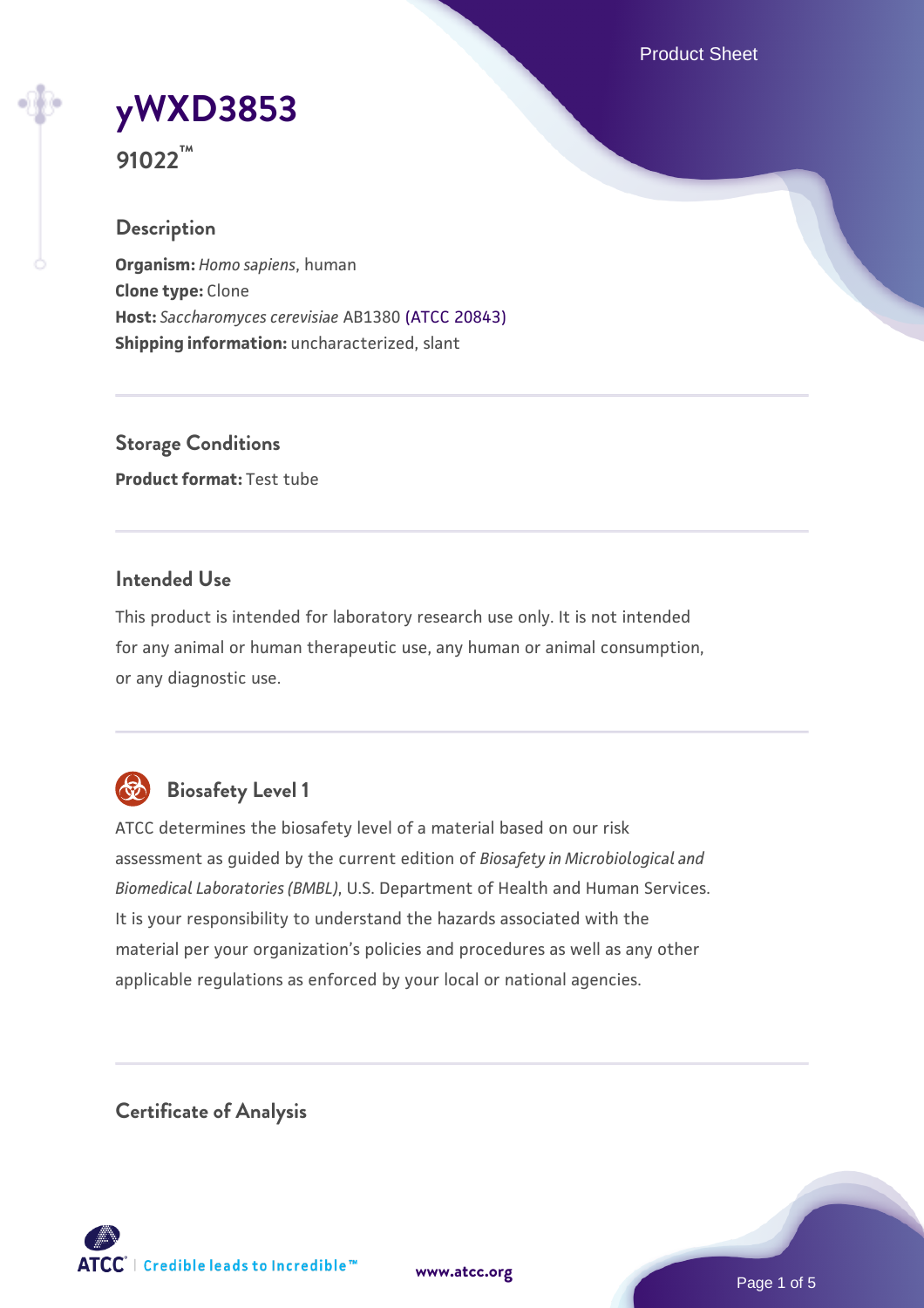# yWXD3853

**91022™**

## Description

**Organism:** *Homo sapiens*, human
**Clone type:** Clone
**Host:** *Saccharomyces cerevisiae* AB1380 (ATCC 20843)
**Shipping information:** uncharacterized, slant

## Storage Conditions

**Product format:** Test tube

## Intended Use

This product is intended for laboratory research use only. It is not intended for any animal or human therapeutic use, any human or animal consumption, or any diagnostic use.

## Biosafety Level 1

ATCC determines the biosafety level of a material based on our risk assessment as guided by the current edition of *Biosafety in Microbiological and Biomedical Laboratories (BMBL)*, U.S. Department of Health and Human Services. It is your responsibility to understand the hazards associated with the material per your organization's policies and procedures as well as any other applicable regulations as enforced by your local or national agencies.

## Certificate of Analysis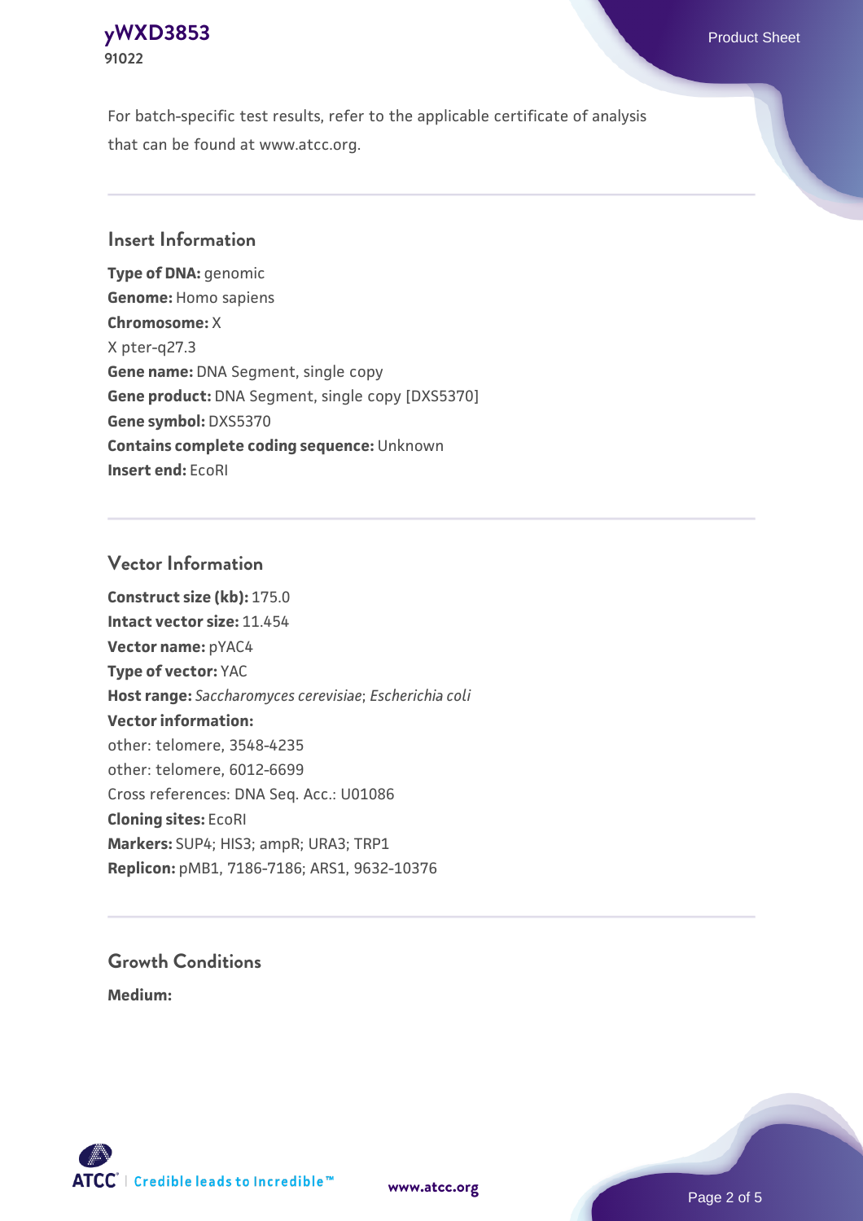For batch-specific test results, refer to the applicable certificate of analysis that can be found at www.atcc.org.

## Insert Information

**Type of DNA:** genomic
**Genome:** Homo sapiens
**Chromosome:** X
X pter-q27.3
**Gene name:** DNA Segment, single copy
**Gene product:** DNA Segment, single copy [DXS5370]
**Gene symbol:** DXS5370
**Contains complete coding sequence:** Unknown
**Insert end:** EcoRI

## Vector Information

**Construct size (kb):** 175.0
**Intact vector size:** 11.454
**Vector name:** pYAC4
**Type of vector:** YAC
**Host range:** *Saccharomyces cerevisiae*; *Escherichia coli*
**Vector information:**
other: telomere, 3548-4235
other: telomere, 6012-6699
Cross references: DNA Seq. Acc.: U01086
**Cloning sites:** EcoRI
**Markers:** SUP4; HIS3; ampR; URA3; TRP1
**Replicon:** pMB1, 7186-7186; ARS1, 9632-10376

## Growth Conditions

**Medium:**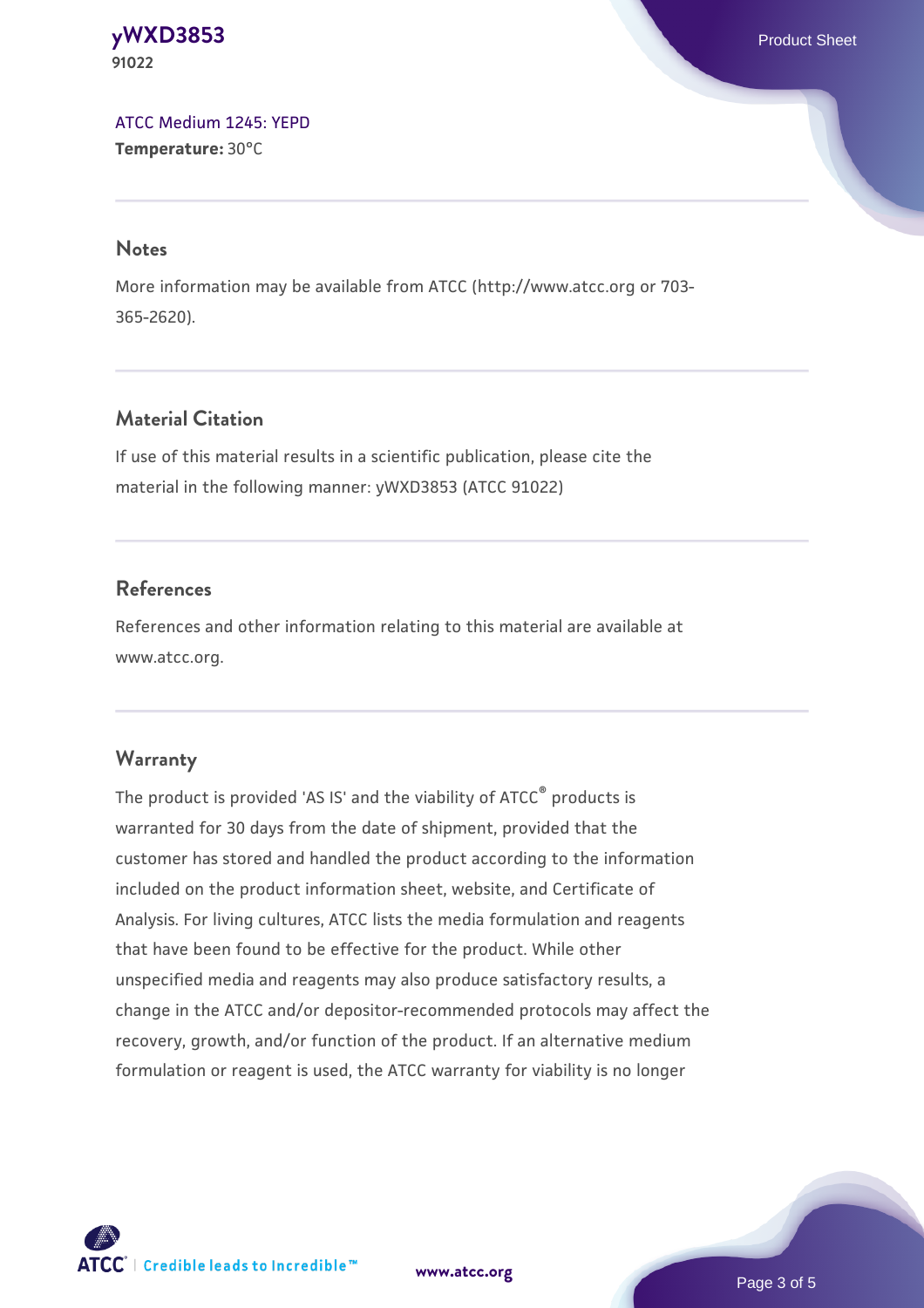ATCC Medium 1245: YEPD
**Temperature:** 30°C

## Notes

More information may be available from ATCC (http://www.atcc.org or 703-365-2620).

## Material Citation

If use of this material results in a scientific publication, please cite the material in the following manner: yWXD3853 (ATCC 91022)

## References

References and other information relating to this material are available at www.atcc.org.

## Warranty

The product is provided 'AS IS' and the viability of ATCC® products is warranted for 30 days from the date of shipment, provided that the customer has stored and handled the product according to the information included on the product information sheet, website, and Certificate of Analysis. For living cultures, ATCC lists the media formulation and reagents that have been found to be effective for the product. While other unspecified media and reagents may also produce satisfactory results, a change in the ATCC and/or depositor-recommended protocols may affect the recovery, growth, and/or function of the product. If an alternative medium formulation or reagent is used, the ATCC warranty for viability is no longer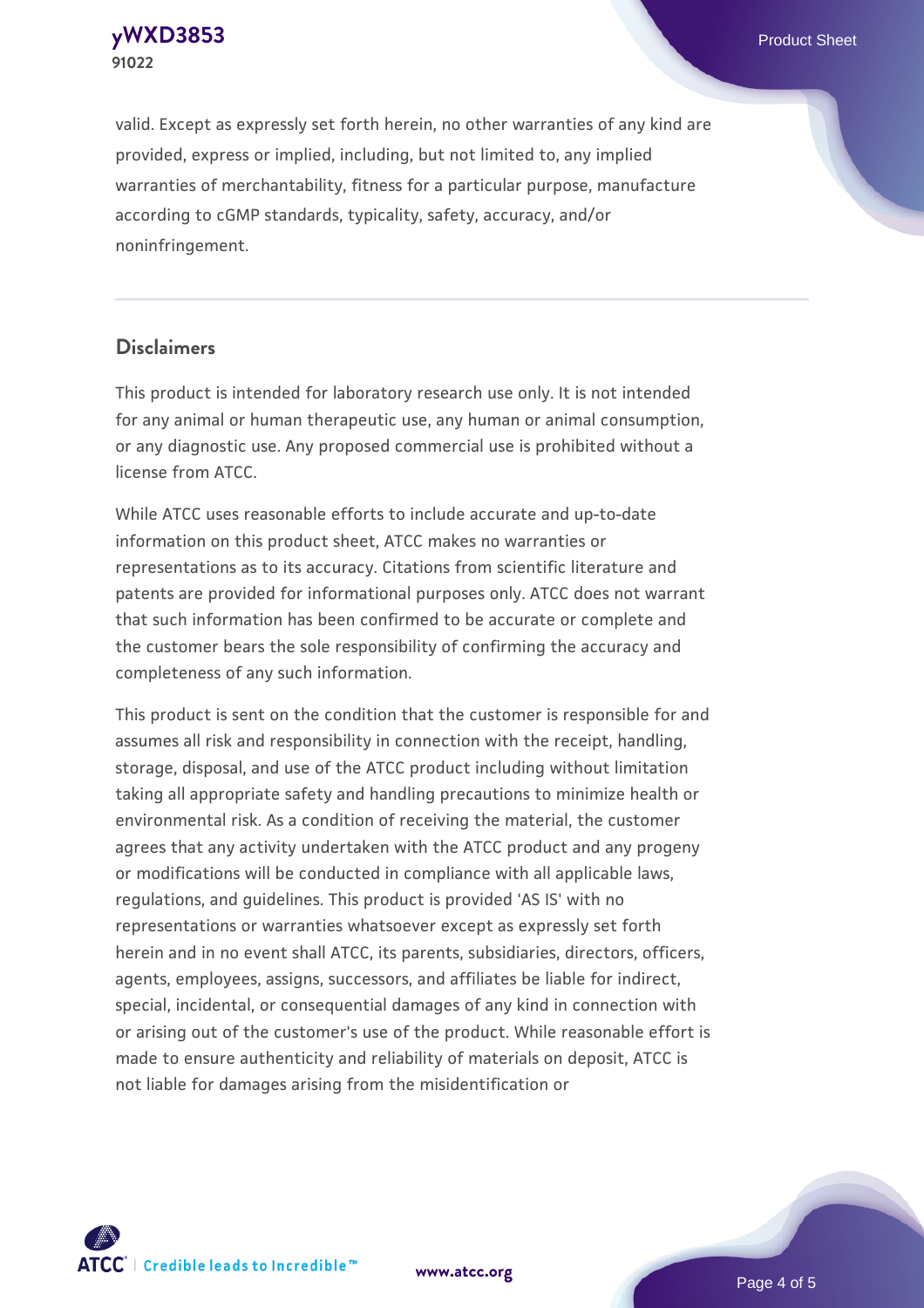valid. Except as expressly set forth herein, no other warranties of any kind are provided, express or implied, including, but not limited to, any implied warranties of merchantability, fitness for a particular purpose, manufacture according to cGMP standards, typicality, safety, accuracy, and/or noninfringement.

## Disclaimers

This product is intended for laboratory research use only. It is not intended for any animal or human therapeutic use, any human or animal consumption, or any diagnostic use. Any proposed commercial use is prohibited without a license from ATCC.

While ATCC uses reasonable efforts to include accurate and up-to-date information on this product sheet, ATCC makes no warranties or representations as to its accuracy. Citations from scientific literature and patents are provided for informational purposes only. ATCC does not warrant that such information has been confirmed to be accurate or complete and the customer bears the sole responsibility of confirming the accuracy and completeness of any such information.

This product is sent on the condition that the customer is responsible for and assumes all risk and responsibility in connection with the receipt, handling, storage, disposal, and use of the ATCC product including without limitation taking all appropriate safety and handling precautions to minimize health or environmental risk. As a condition of receiving the material, the customer agrees that any activity undertaken with the ATCC product and any progeny or modifications will be conducted in compliance with all applicable laws, regulations, and guidelines. This product is provided 'AS IS' with no representations or warranties whatsoever except as expressly set forth herein and in no event shall ATCC, its parents, subsidiaries, directors, officers, agents, employees, assigns, successors, and affiliates be liable for indirect, special, incidental, or consequential damages of any kind in connection with or arising out of the customer's use of the product. While reasonable effort is made to ensure authenticity and reliability of materials on deposit, ATCC is not liable for damages arising from the misidentification or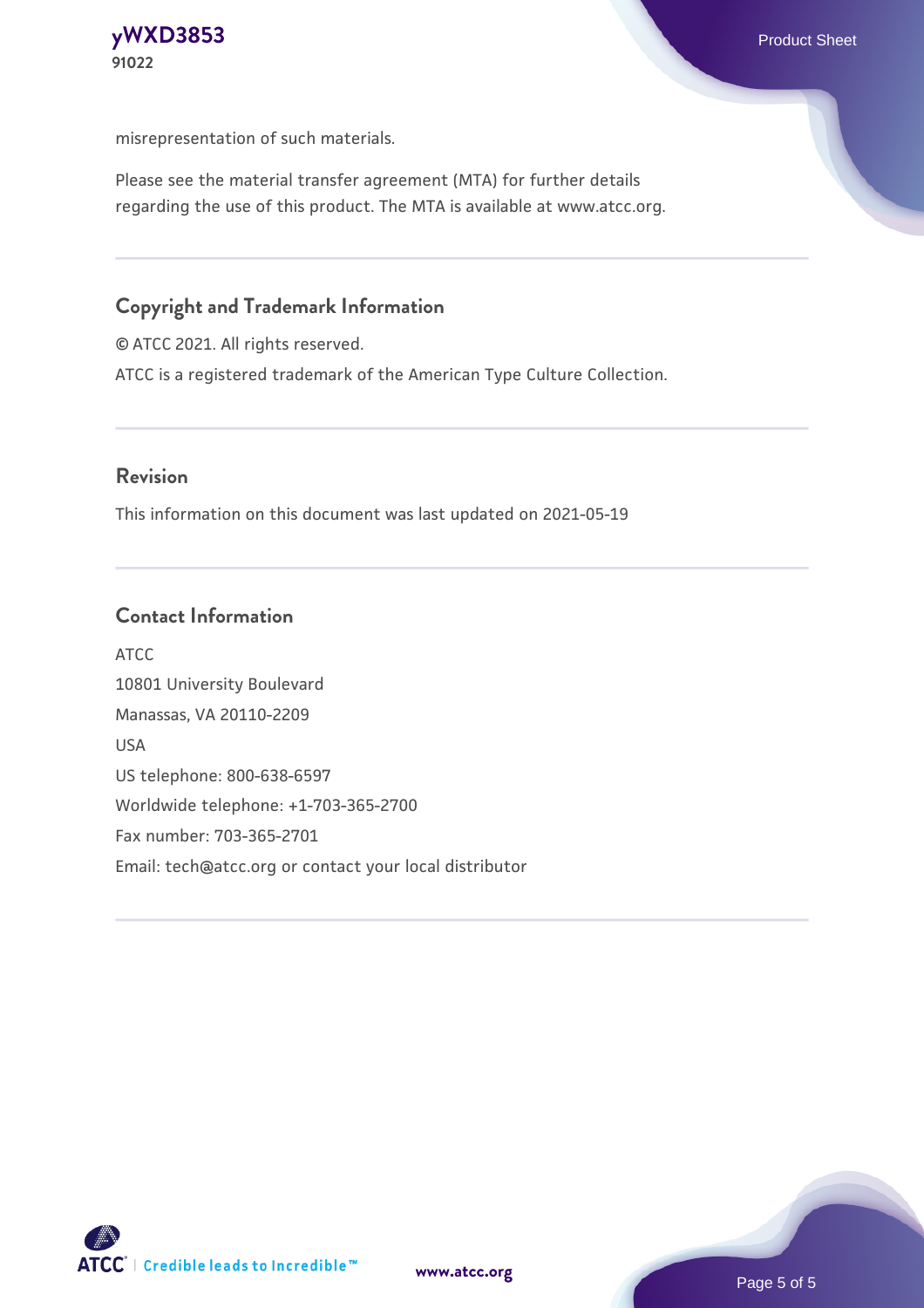misrepresentation of such materials.

Please see the material transfer agreement (MTA) for further details regarding the use of this product. The MTA is available at www.atcc.org.

## Copyright and Trademark Information

© ATCC 2021. All rights reserved.

ATCC is a registered trademark of the American Type Culture Collection.

## Revision

This information on this document was last updated on 2021-05-19

## Contact Information

ATCC
10801 University Boulevard
Manassas, VA 20110-2209
USA
US telephone: 800-638-6597
Worldwide telephone: +1-703-365-2700
Fax number: 703-365-2701
Email: tech@atcc.org or contact your local distributor